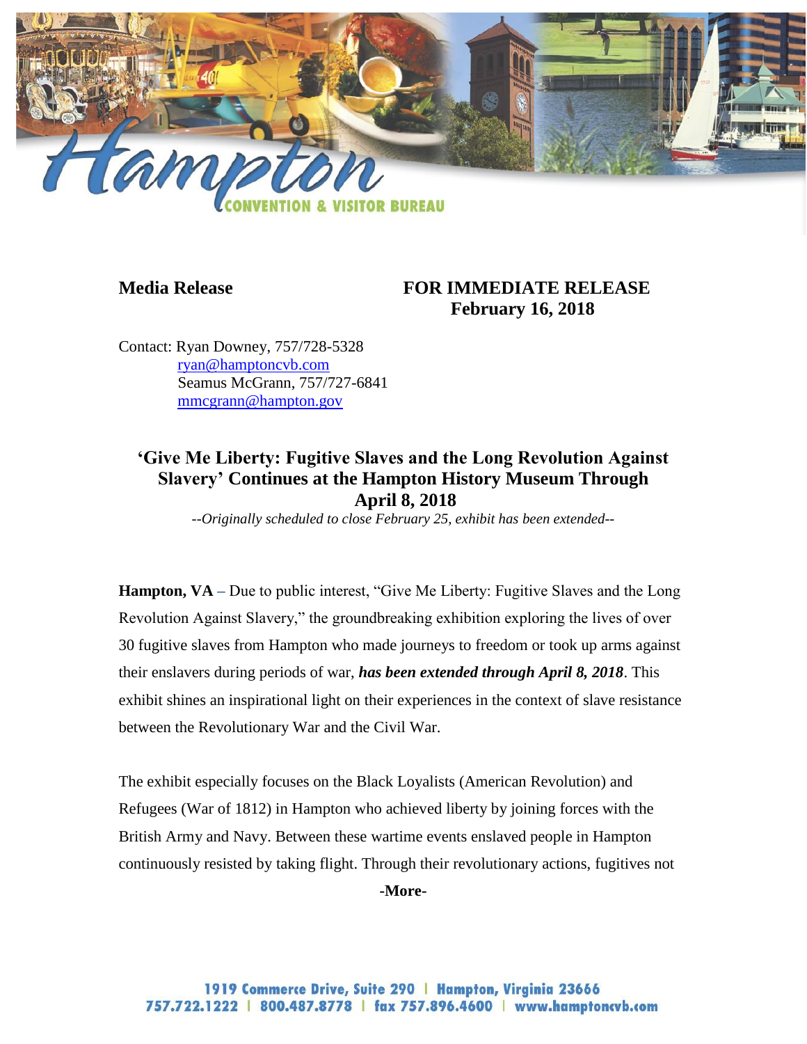**Media Release** **FOR IMMEDIATE RELEASE**
**February 16, 2018**

Contact: Ryan Downey, 757/728-5328
ryan@hamptoncvb.com
Seamus McGrann, 757/727-6841
mmcgrann@hampton.gov

## 'Give Me Liberty: Fugitive Slaves and the Long Revolution Against Slavery' Continues at the Hampton History Museum Through April 8, 2018

*--Originally scheduled to close February 25, exhibit has been extended--*

**Hampton, VA** – Due to public interest, "Give Me Liberty: Fugitive Slaves and the Long Revolution Against Slavery," the groundbreaking exhibition exploring the lives of over 30 fugitive slaves from Hampton who made journeys to freedom or took up arms against their enslavers during periods of war, ***has been extended through April 8, 2018***. This exhibit shines an inspirational light on their experiences in the context of slave resistance between the Revolutionary War and the Civil War.

The exhibit especially focuses on the Black Loyalists (American Revolution) and Refugees (War of 1812) in Hampton who achieved liberty by joining forces with the British Army and Navy. Between these wartime events enslaved people in Hampton continuously resisted by taking flight. Through their revolutionary actions, fugitives not

**-More-**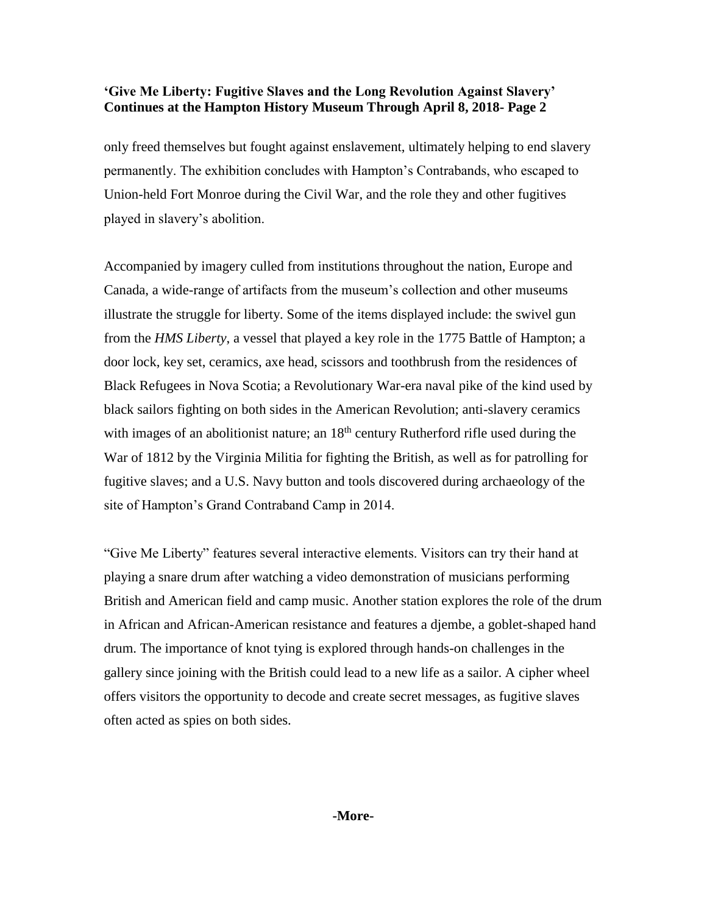only freed themselves but fought against enslavement, ultimately helping to end slavery permanently. The exhibition concludes with Hampton's Contrabands, who escaped to Union-held Fort Monroe during the Civil War, and the role they and other fugitives played in slavery's abolition.

Accompanied by imagery culled from institutions throughout the nation, Europe and Canada, a wide-range of artifacts from the museum's collection and other museums illustrate the struggle for liberty. Some of the items displayed include: the swivel gun from the *HMS Liberty*, a vessel that played a key role in the 1775 Battle of Hampton; a door lock, key set, ceramics, axe head, scissors and toothbrush from the residences of Black Refugees in Nova Scotia; a Revolutionary War-era naval pike of the kind used by black sailors fighting on both sides in the American Revolution; anti-slavery ceramics with images of an abolitionist nature; an 18th century Rutherford rifle used during the War of 1812 by the Virginia Militia for fighting the British, as well as for patrolling for fugitive slaves; and a U.S. Navy button and tools discovered during archaeology of the site of Hampton's Grand Contraband Camp in 2014.

"Give Me Liberty" features several interactive elements. Visitors can try their hand at playing a snare drum after watching a video demonstration of musicians performing British and American field and camp music. Another station explores the role of the drum in African and African-American resistance and features a djembe, a goblet-shaped hand drum. The importance of knot tying is explored through hands-on challenges in the gallery since joining with the British could lead to a new life as a sailor. A cipher wheel offers visitors the opportunity to decode and create secret messages, as fugitive slaves often acted as spies on both sides.

**-More-**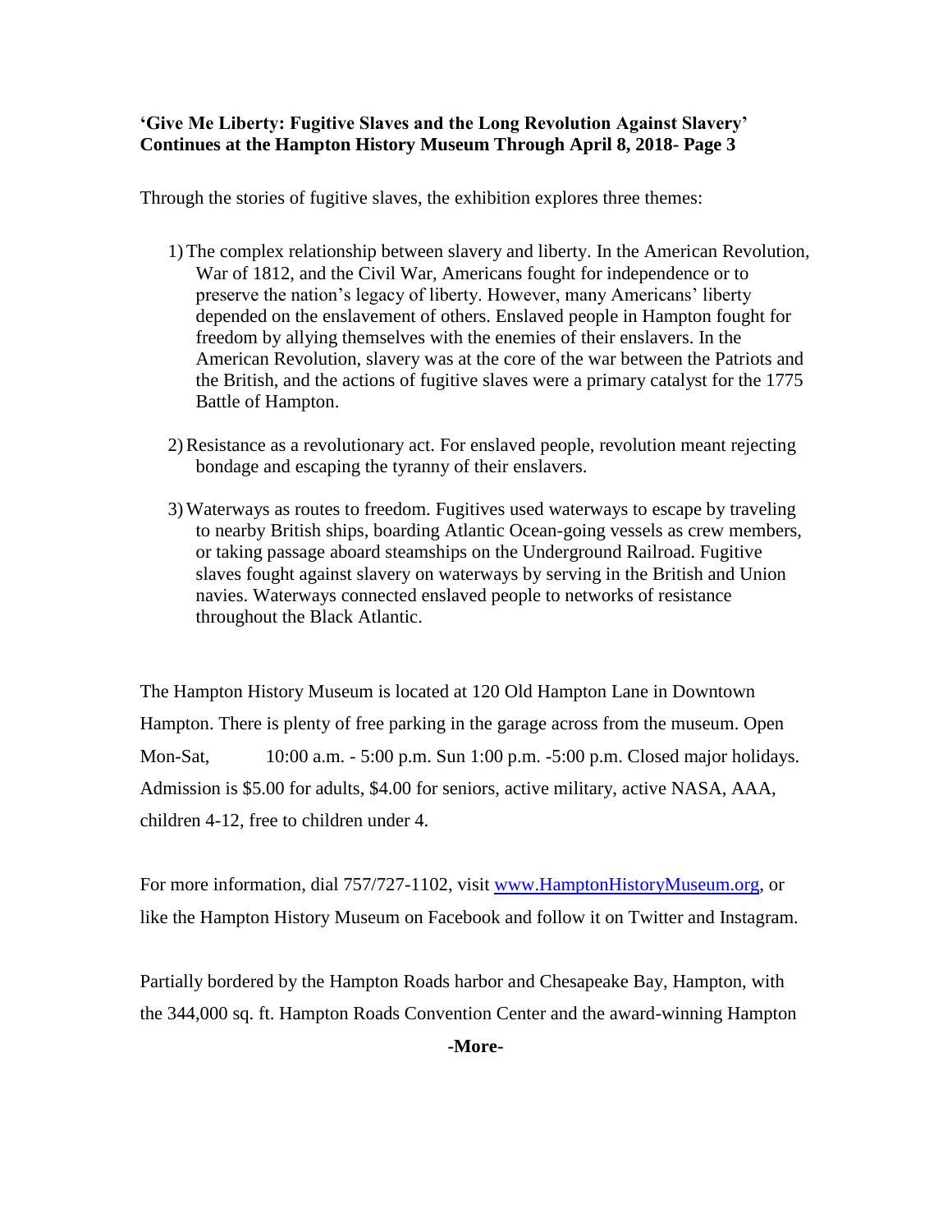Through the stories of fugitive slaves, the exhibition explores three themes:

1) The complex relationship between slavery and liberty. In the American Revolution, War of 1812, and the Civil War, Americans fought for independence or to preserve the nation's legacy of liberty. However, many Americans' liberty depended on the enslavement of others. Enslaved people in Hampton fought for freedom by allying themselves with the enemies of their enslavers. In the American Revolution, slavery was at the core of the war between the Patriots and the British, and the actions of fugitive slaves were a primary catalyst for the 1775 Battle of Hampton.

2) Resistance as a revolutionary act. For enslaved people, revolution meant rejecting bondage and escaping the tyranny of their enslavers.

3) Waterways as routes to freedom. Fugitives used waterways to escape by traveling to nearby British ships, boarding Atlantic Ocean-going vessels as crew members, or taking passage aboard steamships on the Underground Railroad. Fugitive slaves fought against slavery on waterways by serving in the British and Union navies. Waterways connected enslaved people to networks of resistance throughout the Black Atlantic.

The Hampton History Museum is located at 120 Old Hampton Lane in Downtown Hampton. There is plenty of free parking in the garage across from the museum. Open Mon-Sat, 10:00 a.m. - 5:00 p.m. Sun 1:00 p.m. -5:00 p.m. Closed major holidays. Admission is $5.00 for adults, $4.00 for seniors, active military, active NASA, AAA, children 4-12, free to children under 4.

For more information, dial 757/727-1102, visit [www.HamptonHistoryMuseum.org](http://www.HamptonHistoryMuseum.org), or like the Hampton History Museum on Facebook and follow it on Twitter and Instagram.

Partially bordered by the Hampton Roads harbor and Chesapeake Bay, Hampton, with the 344,000 sq. ft. Hampton Roads Convention Center and the award-winning Hampton

**-More-**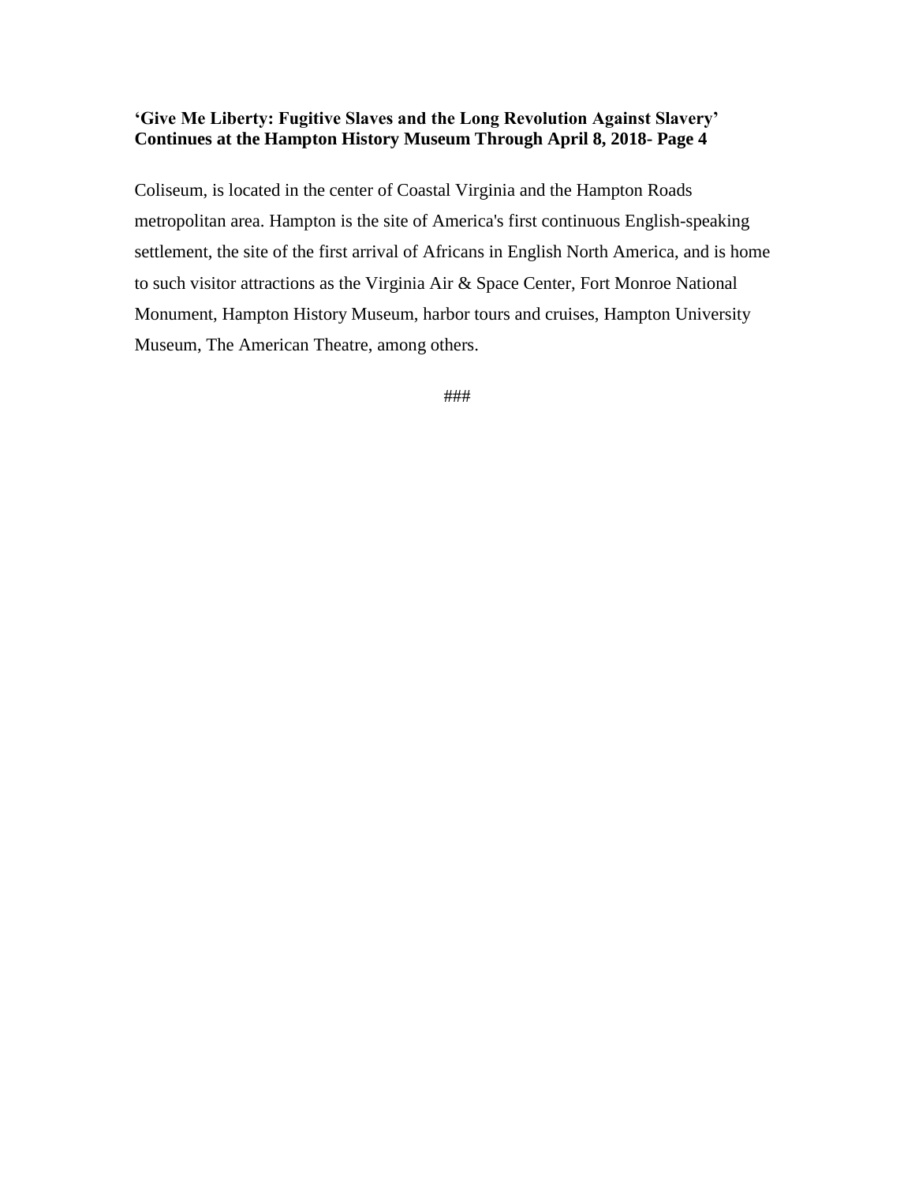Coliseum, is located in the center of Coastal Virginia and the Hampton Roads metropolitan area. Hampton is the site of America's first continuous English-speaking settlement, the site of the first arrival of Africans in English North America, and is home to such visitor attractions as the Virginia Air & Space Center, Fort Monroe National Monument, Hampton History Museum, harbor tours and cruises, Hampton University Museum, The American Theatre, among others.

###